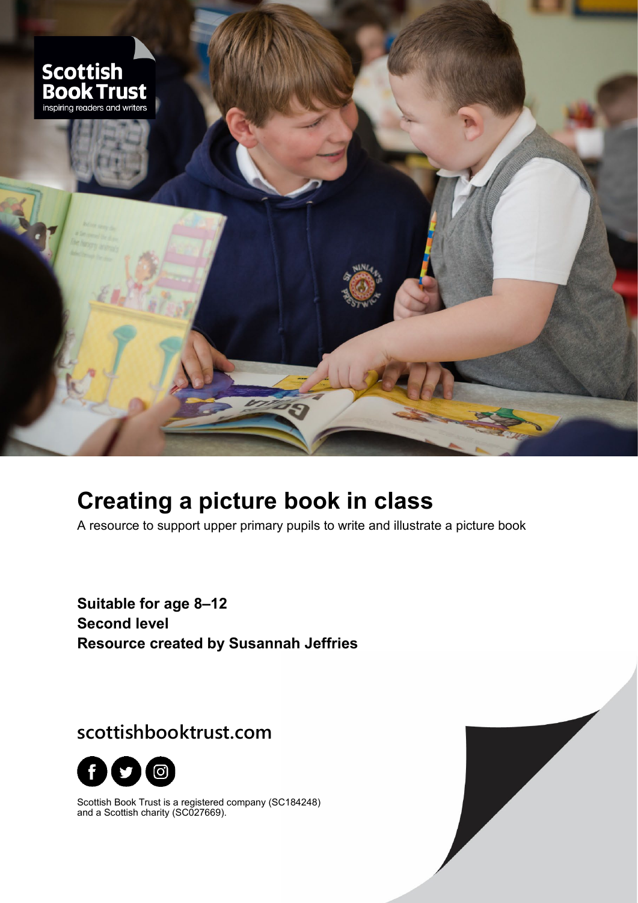Scottish Book Trust
inspiring readers and writers

# Creating a picture book in class

A resource to support upper primary pupils to write and illustrate a picture book

**Suitable for age 8–12**
**Second level**
**Resource created by Susannah Jeffries**

## scottishbooktrust.com

Scottish Book Trust is a registered company (SC184248) and a Scottish charity (SC027669).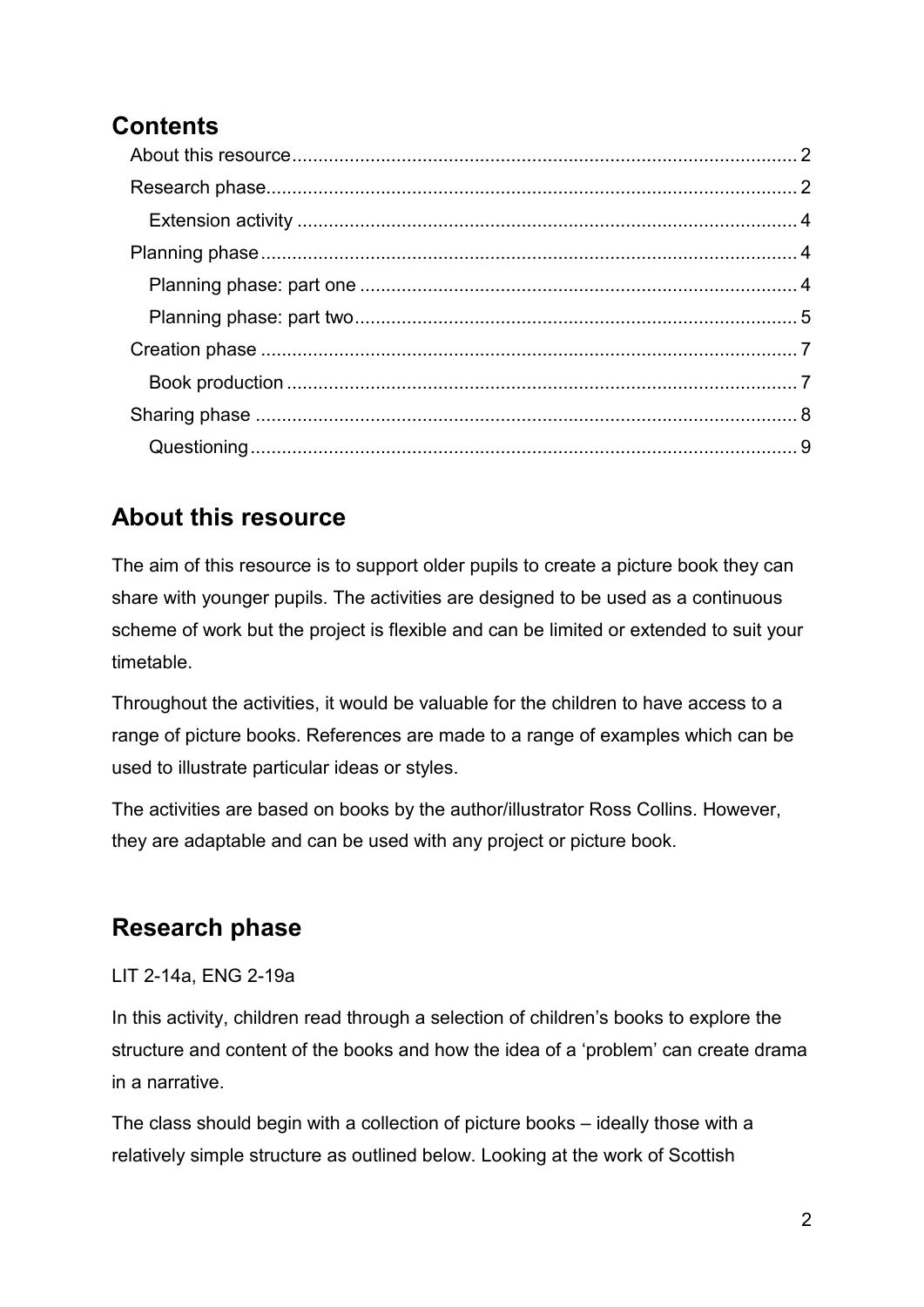## Contents

- About this resource ........ 2
- Research phase ........ 2
  - Extension activity ........ 4
- Planning phase ........ 4
  - Planning phase: part one ........ 4
  - Planning phase: part two ........ 5
- Creation phase ........ 7
  - Book production ........ 7
- Sharing phase ........ 8
  - Questioning ........ 9

## About this resource

The aim of this resource is to support older pupils to create a picture book they can share with younger pupils. The activities are designed to be used as a continuous scheme of work but the project is flexible and can be limited or extended to suit your timetable.

Throughout the activities, it would be valuable for the children to have access to a range of picture books. References are made to a range of examples which can be used to illustrate particular ideas or styles.

The activities are based on books by the author/illustrator Ross Collins. However, they are adaptable and can be used with any project or picture book.

## Research phase

LIT 2-14a, ENG 2-19a

In this activity, children read through a selection of children's books to explore the structure and content of the books and how the idea of a 'problem' can create drama in a narrative.

The class should begin with a collection of picture books – ideally those with a relatively simple structure as outlined below. Looking at the work of Scottish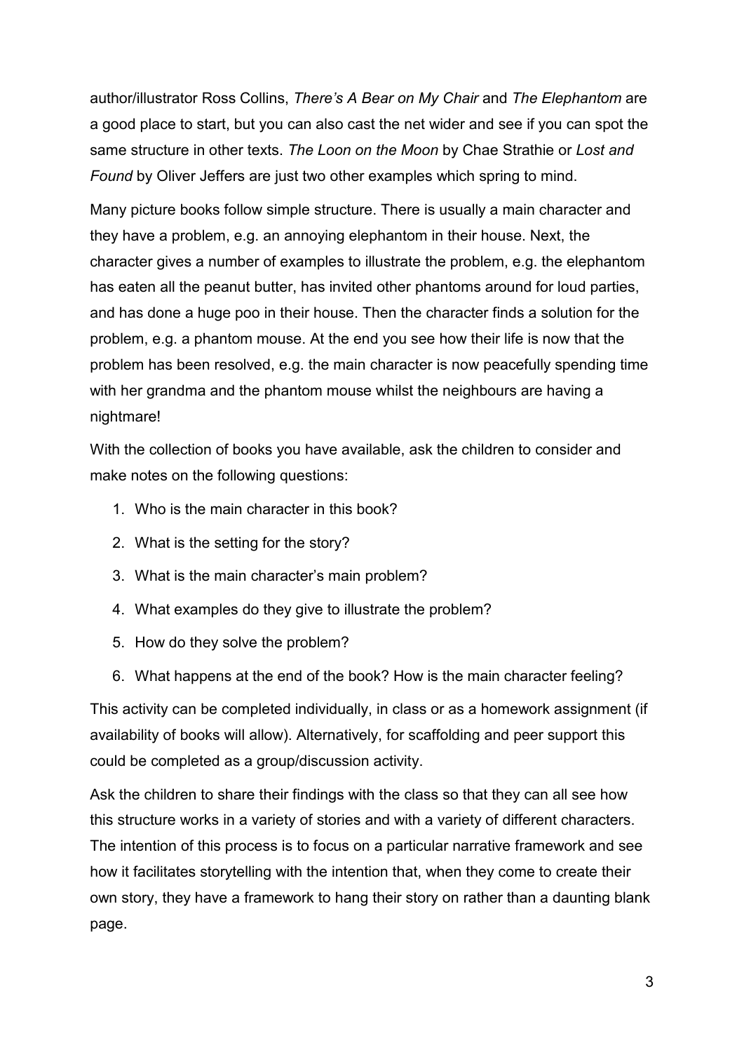author/illustrator Ross Collins, *There's A Bear on My Chair* and *The Elephantom* are a good place to start, but you can also cast the net wider and see if you can spot the same structure in other texts. *The Loon on the Moon* by Chae Strathie or *Lost and Found* by Oliver Jeffers are just two other examples which spring to mind.

Many picture books follow simple structure. There is usually a main character and they have a problem, e.g. an annoying elephantom in their house. Next, the character gives a number of examples to illustrate the problem, e.g. the elephantom has eaten all the peanut butter, has invited other phantoms around for loud parties, and has done a huge poo in their house. Then the character finds a solution for the problem, e.g. a phantom mouse. At the end you see how their life is now that the problem has been resolved, e.g. the main character is now peacefully spending time with her grandma and the phantom mouse whilst the neighbours are having a nightmare!

With the collection of books you have available, ask the children to consider and make notes on the following questions:

1. Who is the main character in this book?
2. What is the setting for the story?
3. What is the main character's main problem?
4. What examples do they give to illustrate the problem?
5. How do they solve the problem?
6. What happens at the end of the book? How is the main character feeling?

This activity can be completed individually, in class or as a homework assignment (if availability of books will allow). Alternatively, for scaffolding and peer support this could be completed as a group/discussion activity.

Ask the children to share their findings with the class so that they can all see how this structure works in a variety of stories and with a variety of different characters. The intention of this process is to focus on a particular narrative framework and see how it facilitates storytelling with the intention that, when they come to create their own story, they have a framework to hang their story on rather than a daunting blank page.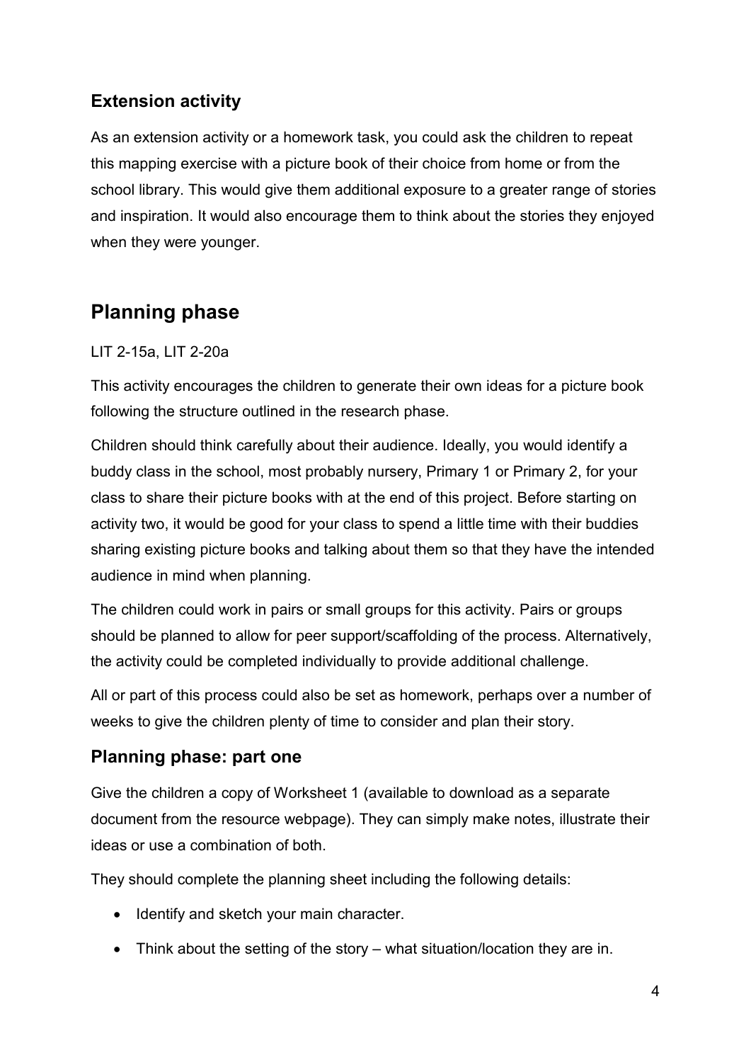### Extension activity

As an extension activity or a homework task, you could ask the children to repeat this mapping exercise with a picture book of their choice from home or from the school library. This would give them additional exposure to a greater range of stories and inspiration. It would also encourage them to think about the stories they enjoyed when they were younger.

## Planning phase

LIT 2-15a, LIT 2-20a

This activity encourages the children to generate their own ideas for a picture book following the structure outlined in the research phase.

Children should think carefully about their audience. Ideally, you would identify a buddy class in the school, most probably nursery, Primary 1 or Primary 2, for your class to share their picture books with at the end of this project. Before starting on activity two, it would be good for your class to spend a little time with their buddies sharing existing picture books and talking about them so that they have the intended audience in mind when planning.

The children could work in pairs or small groups for this activity. Pairs or groups should be planned to allow for peer support/scaffolding of the process. Alternatively, the activity could be completed individually to provide additional challenge.

All or part of this process could also be set as homework, perhaps over a number of weeks to give the children plenty of time to consider and plan their story.

### Planning phase: part one

Give the children a copy of Worksheet 1 (available to download as a separate document from the resource webpage). They can simply make notes, illustrate their ideas or use a combination of both.

They should complete the planning sheet including the following details:

- Identify and sketch your main character.
- Think about the setting of the story – what situation/location they are in.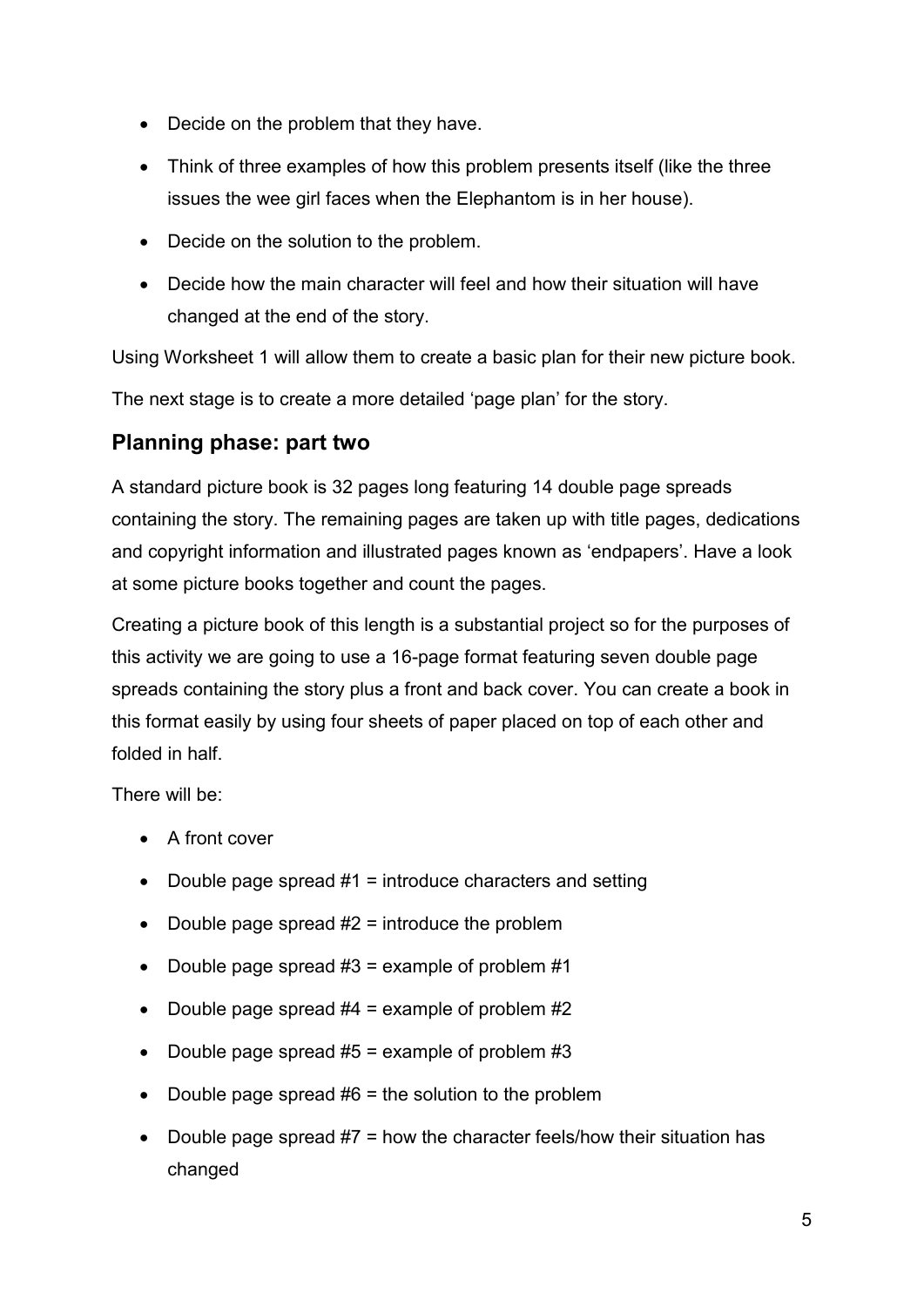- Decide on the problem that they have.
- Think of three examples of how this problem presents itself (like the three issues the wee girl faces when the Elephantom is in her house).
- Decide on the solution to the problem.
- Decide how the main character will feel and how their situation will have changed at the end of the story.

Using Worksheet 1 will allow them to create a basic plan for their new picture book.

The next stage is to create a more detailed 'page plan' for the story.

## Planning phase: part two

A standard picture book is 32 pages long featuring 14 double page spreads containing the story. The remaining pages are taken up with title pages, dedications and copyright information and illustrated pages known as 'endpapers'. Have a look at some picture books together and count the pages.

Creating a picture book of this length is a substantial project so for the purposes of this activity we are going to use a 16-page format featuring seven double page spreads containing the story plus a front and back cover. You can create a book in this format easily by using four sheets of paper placed on top of each other and folded in half.

There will be:

- A front cover
- Double page spread #1 = introduce characters and setting
- Double page spread #2 = introduce the problem
- Double page spread #3 = example of problem #1
- Double page spread #4 = example of problem #2
- Double page spread #5 = example of problem #3
- Double page spread #6 = the solution to the problem
- Double page spread #7 = how the character feels/how their situation has changed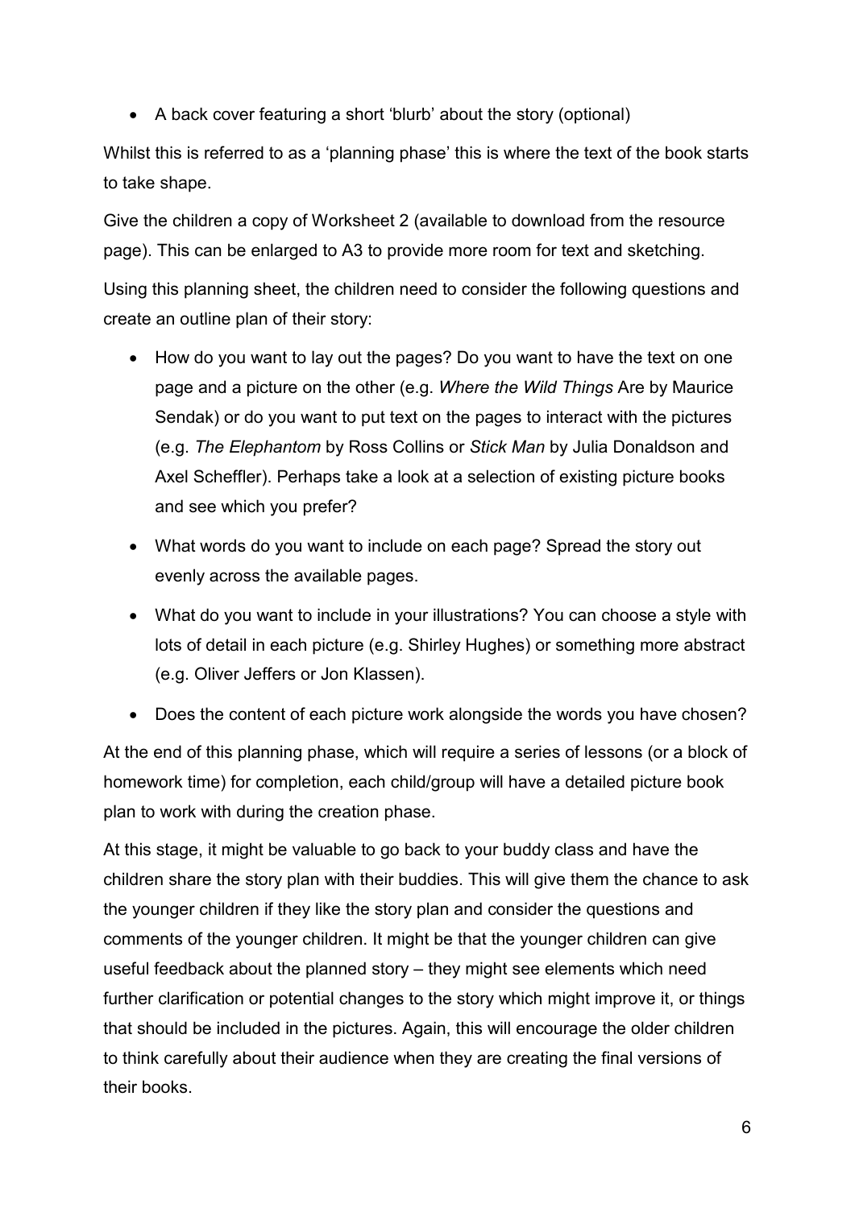- A back cover featuring a short 'blurb' about the story (optional)

Whilst this is referred to as a 'planning phase' this is where the text of the book starts to take shape.

Give the children a copy of Worksheet 2 (available to download from the resource page). This can be enlarged to A3 to provide more room for text and sketching.

Using this planning sheet, the children need to consider the following questions and create an outline plan of their story:

- How do you want to lay out the pages? Do you want to have the text on one page and a picture on the other (e.g. *Where the Wild Things* Are by Maurice Sendak) or do you want to put text on the pages to interact with the pictures (e.g. *The Elephantom* by Ross Collins or *Stick Man* by Julia Donaldson and Axel Scheffler). Perhaps take a look at a selection of existing picture books and see which you prefer?
- What words do you want to include on each page? Spread the story out evenly across the available pages.
- What do you want to include in your illustrations? You can choose a style with lots of detail in each picture (e.g. Shirley Hughes) or something more abstract (e.g. Oliver Jeffers or Jon Klassen).
- Does the content of each picture work alongside the words you have chosen?

At the end of this planning phase, which will require a series of lessons (or a block of homework time) for completion, each child/group will have a detailed picture book plan to work with during the creation phase.

At this stage, it might be valuable to go back to your buddy class and have the children share the story plan with their buddies. This will give them the chance to ask the younger children if they like the story plan and consider the questions and comments of the younger children. It might be that the younger children can give useful feedback about the planned story – they might see elements which need further clarification or potential changes to the story which might improve it, or things that should be included in the pictures. Again, this will encourage the older children to think carefully about their audience when they are creating the final versions of their books.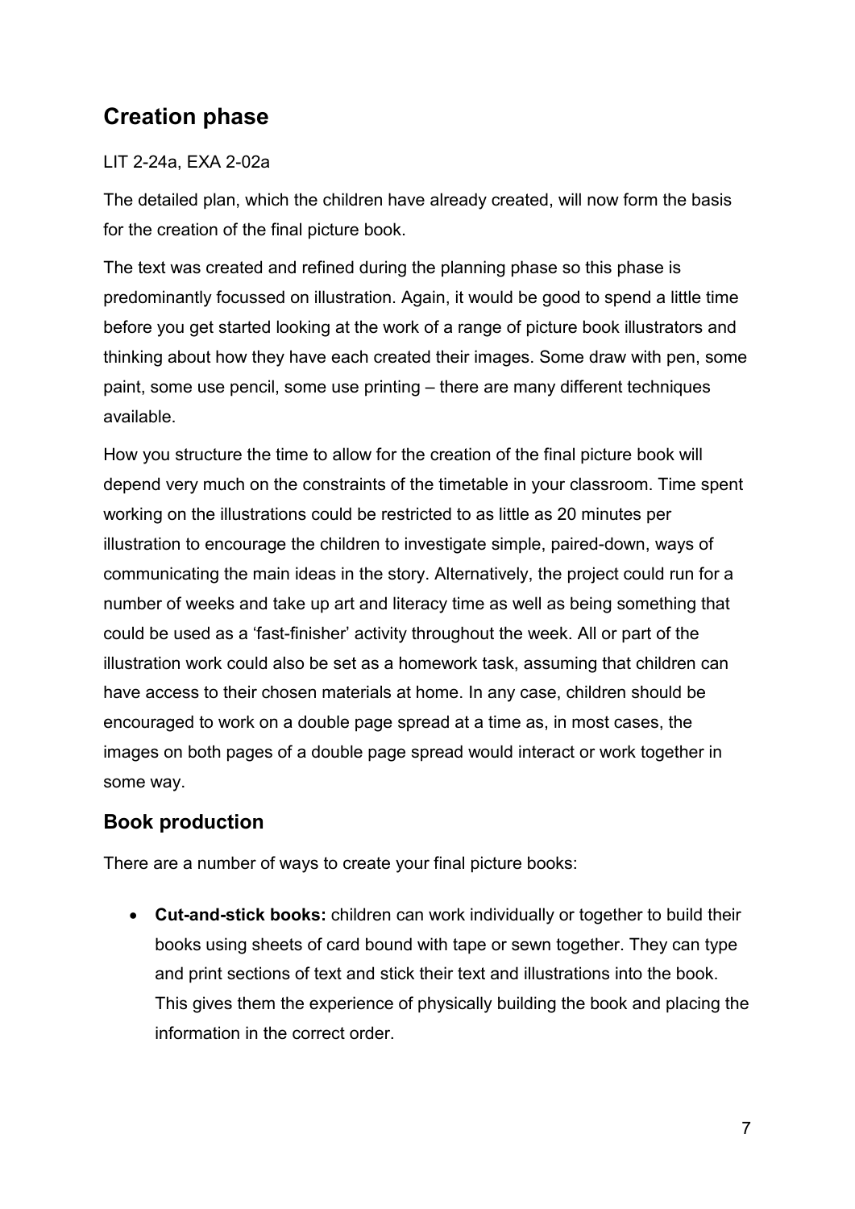## Creation phase

LIT 2-24a, EXA 2-02a

The detailed plan, which the children have already created, will now form the basis for the creation of the final picture book.

The text was created and refined during the planning phase so this phase is predominantly focussed on illustration. Again, it would be good to spend a little time before you get started looking at the work of a range of picture book illustrators and thinking about how they have each created their images. Some draw with pen, some paint, some use pencil, some use printing – there are many different techniques available.

How you structure the time to allow for the creation of the final picture book will depend very much on the constraints of the timetable in your classroom. Time spent working on the illustrations could be restricted to as little as 20 minutes per illustration to encourage the children to investigate simple, paired-down, ways of communicating the main ideas in the story. Alternatively, the project could run for a number of weeks and take up art and literacy time as well as being something that could be used as a 'fast-finisher' activity throughout the week. All or part of the illustration work could also be set as a homework task, assuming that children can have access to their chosen materials at home. In any case, children should be encouraged to work on a double page spread at a time as, in most cases, the images on both pages of a double page spread would interact or work together in some way.

### Book production

There are a number of ways to create your final picture books:

- **Cut-and-stick books:** children can work individually or together to build their books using sheets of card bound with tape or sewn together. They can type and print sections of text and stick their text and illustrations into the book. This gives them the experience of physically building the book and placing the information in the correct order.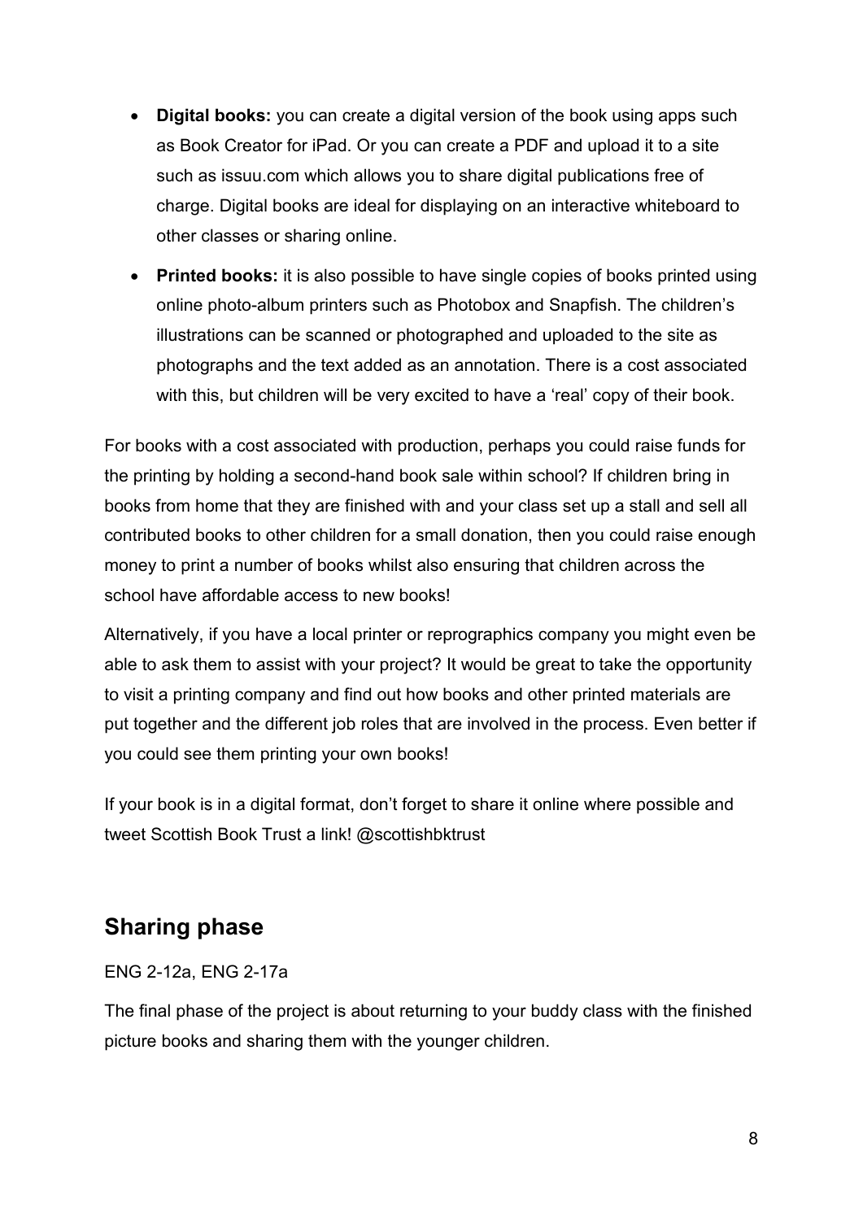- **Digital books:** you can create a digital version of the book using apps such as Book Creator for iPad. Or you can create a PDF and upload it to a site such as issuu.com which allows you to share digital publications free of charge. Digital books are ideal for displaying on an interactive whiteboard to other classes or sharing online.
- **Printed books:** it is also possible to have single copies of books printed using online photo-album printers such as Photobox and Snapfish. The children's illustrations can be scanned or photographed and uploaded to the site as photographs and the text added as an annotation. There is a cost associated with this, but children will be very excited to have a 'real' copy of their book.

For books with a cost associated with production, perhaps you could raise funds for the printing by holding a second-hand book sale within school? If children bring in books from home that they are finished with and your class set up a stall and sell all contributed books to other children for a small donation, then you could raise enough money to print a number of books whilst also ensuring that children across the school have affordable access to new books!

Alternatively, if you have a local printer or reprographics company you might even be able to ask them to assist with your project? It would be great to take the opportunity to visit a printing company and find out how books and other printed materials are put together and the different job roles that are involved in the process. Even better if you could see them printing your own books!

If your book is in a digital format, don't forget to share it online where possible and tweet Scottish Book Trust a link! @scottishbktrust

## Sharing phase

ENG 2-12a, ENG 2-17a

The final phase of the project is about returning to your buddy class with the finished picture books and sharing them with the younger children.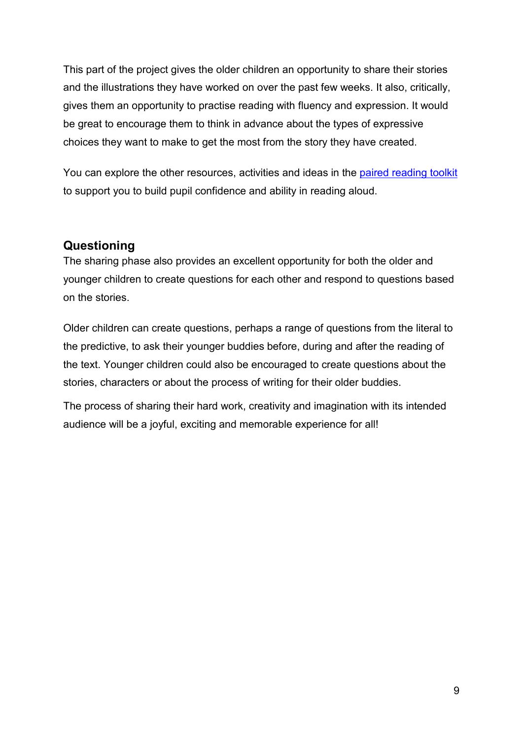This part of the project gives the older children an opportunity to share their stories and the illustrations they have worked on over the past few weeks. It also, critically, gives them an opportunity to practise reading with fluency and expression. It would be great to encourage them to think in advance about the types of expressive choices they want to make to get the most from the story they have created.

You can explore the other resources, activities and ideas in the paired reading toolkit to support you to build pupil confidence and ability in reading aloud.

## Questioning

The sharing phase also provides an excellent opportunity for both the older and younger children to create questions for each other and respond to questions based on the stories.

Older children can create questions, perhaps a range of questions from the literal to the predictive, to ask their younger buddies before, during and after the reading of the text. Younger children could also be encouraged to create questions about the stories, characters or about the process of writing for their older buddies.

The process of sharing their hard work, creativity and imagination with its intended audience will be a joyful, exciting and memorable experience for all!